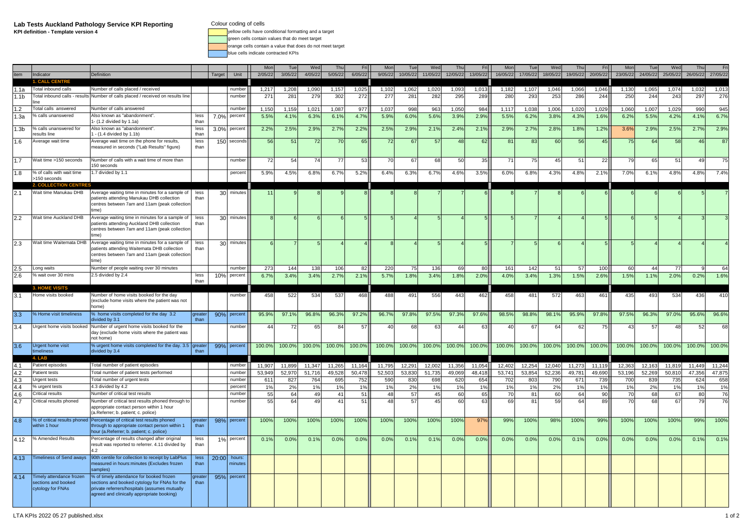# Lab Tests Auckland Pathology Service KPI Reporting

**KPI definition - Template version 4**

Colour coding of cells

- yellow cells have conditional formatting and a target
- green cells contain values that do meet target
- orange cells contain a value that does do not meet target
- blue cells indicate contracted KPIs

| item | Indicator | Definition | | Target | Unit | Mon 2/05/22 | Tue 3/05/22 | Wed 4/05/22 | Thu 5/05/22 | Fri 6/05/22 | Mon 9/05/22 | Tue 10/05/22 | Wed 11/05/22 | Thu 12/05/22 | Fri 13/05/22 | Mon 16/05/22 | Tue 17/05/22 | Wed 18/05/22 | Thu 19/05/22 | Fri 20/05/22 | Mon 23/05/22 | Tue 24/05/22 | Wed 25/05/22 | Thu 26/05/22 | Fri 27/05/22 |
|---|---|---|---|---|---|---|---|---|---|---|---|---|---|---|---|---|---|---|---|---|---|---|---|---|---|
| | **1. CALL CENTRE** | | | | | | | | | | | | | | | | | | | | | | | | |
| 1.1a | Total inbound calls | Number of calls placed / received | | | number | 1,217 | 1,208 | 1,090 | 1,157 | 1,025 | 1,102 | 1,062 | 1,020 | 1,093 | 1,013 | 1,182 | 1,107 | 1,046 | 1,066 | 1,046 | 1,130 | 1,065 | 1,074 | 1,032 | 1,013 |
| 1.1b | Total inbound calls - results line | Number of calls placed / received on results line | | | number | 271 | 281 | 279 | 302 | 272 | 277 | 281 | 282 | 295 | 289 | 280 | 293 | 253 | 286 | 244 | 250 | 244 | 243 | 297 | 276 |
| 1.2 | Total calls answered | Number of calls answered | | | number | 1,150 | 1,159 | 1,021 | 1,087 | 977 | 1,037 | 998 | 963 | 1,050 | 984 | 1,117 | 1,038 | 1,006 | 1,020 | 1,029 | 1,060 | 1,007 | 1,029 | 990 | 945 |
| 1.3a | % calls unanswered | Also known as "abandonment". 1- (1.2 divided by 1.1a) | less than | 7.0% | percent | 5.5% | 4.1% | 6.3% | 6.1% | 4.7% | 5.9% | 6.0% | 5.6% | 3.9% | 2.9% | 5.5% | 6.2% | 3.8% | 4.3% | 1.6% | 6.2% | 5.5% | 4.2% | 4.1% | 6.7% |
| 1.3b | % calls unanswered for results line | Also known as "abandonment". 1 - (1.4 divided by 1.1b) | less than | 3.0% | percent | 2.2% | 2.5% | 2.9% | 2.7% | 2.2% | 2.5% | 2.9% | 2.1% | 2.4% | 2.1% | 2.9% | 2.7% | 2.8% | 1.8% | 1.2% | 3.6% | 2.9% | 2.5% | 2.7% | 2.9% |
| 1.6 | Average wait time | Average wait time on the phone for results, measured in seconds ("Lab Results" figure) | less than | 150 | seconds | 56 | 51 | 72 | 70 | 65 | 72 | 67 | 57 | 48 | 62 | 81 | 83 | 60 | 56 | 45 | 75 | 64 | 58 | 46 | 87 |
| 1.7 | Wait time >150 seconds | Number of calls with a wait time of more than 150 seconds | | | number | 72 | 54 | 74 | 77 | 53 | 70 | 67 | 68 | 50 | 35 | 71 | 75 | 45 | 51 | 22 | 79 | 65 | 51 | 49 | 75 |
| 1.8 | % of calls with wait time >150 seconds | 1.7 divided by 1.1 | | | percent | 5.9% | 4.5% | 6.8% | 6.7% | 5.2% | 6.4% | 6.3% | 6.7% | 4.6% | 3.5% | 6.0% | 6.8% | 4.3% | 4.8% | 2.1% | 7.0% | 6.1% | 4.8% | 4.8% | 7.4% |
| | **2. COLLECTION CENTRES** | | | | | | | | | | | | | | | | | | | | | | | | |
| 2.1 | Wait time Manukau DHB | Average waiting time in minutes for a sample of patients attending Manukau DHB collection centres between 7am and 11am (peak collection time) | less than | 30 | minutes | 11 | 9 | 8 | 9 | 8 | 8 | 8 | 7 | 7 | 6 | 8 | 7 | 8 | 6 | 6 | 6 | 6 | 6 | 5 | 7 |
| 2.2 | Wait time Auckland DHB | Average waiting time in minutes for a sample of patients attending Auckland DHB collection centres between 7am and 11am (peak collection time) | less than | 30 | minutes | 8 | 6 | 6 | 6 | 5 | 5 | 4 | 5 | 4 | 5 | 5 | 7 | 4 | 4 | 5 | 6 | 5 | 4 | 3 | 3 |
| 2.3 | Wait time Waitemata DHB | Average waiting time in minutes for a sample of patients attending Waitemata DHB collection centres between 7am and 11am (peak collection time) | less than | 30 | minutes | 6 | 7 | 5 | 4 | 4 | 8 | 4 | 5 | 4 | 5 | 7 | 5 | 6 | 4 | 5 | 5 | 4 | 4 | 4 | 4 |
| 2.5 | Long waits | Number of people waiting over 30 minutes | | | number | 273 | 144 | 138 | 106 | 82 | 220 | 75 | 136 | 69 | 80 | 161 | 142 | 51 | 57 | 100 | 60 | 44 | 77 | 9 | 64 |
| 2.6 | % wait over 30 mins | 2.5 divided by 2.4 | less than | 10% | percent | 6.7% | 3.4% | 3.4% | 2.7% | 2.1% | 5.7% | 1.8% | 3.4% | 1.8% | 2.0% | 4.0% | 3.4% | 1.3% | 1.5% | 2.6% | 1.5% | 1.1% | 2.0% | 0.2% | 1.6% |
| | **3. HOME VISITS** | | | | | | | | | | | | | | | | | | | | | | | | |
| 3.1 | Home visits booked | Number of home visits booked for the day (exclude home visits where the patient was not home) | | | number | 458 | 522 | 534 | 537 | 468 | 488 | 491 | 556 | 443 | 462 | 458 | 481 | 572 | 463 | 461 | 435 | 493 | 534 | 436 | 410 |
| 3.3 | % Home visit timeliness | % home visits completed for the day 3.2 divided by 3.1 | greater than | 90% | percent | 95.9% | 97.1% | 96.8% | 96.3% | 97.2% | 96.7% | 97.8% | 97.5% | 97.3% | 97.6% | 98.5% | 98.8% | 98.1% | 95.9% | 97.8% | 97.5% | 96.3% | 97.0% | 95.6% | 96.6% |
| 3.4 | Urgent home visits booked | Number of urgent home visits booked for the day (exclude home visits where the patient was not home) | | | number | 44 | 72 | 65 | 84 | 57 | 40 | 68 | 63 | 44 | 63 | 40 | 67 | 64 | 62 | 75 | 43 | 57 | 48 | 52 | 68 |
| 3.6 | Urgent home visit timeliness | % urgent home visits completed for the day. 3.5 divided by 3.4 | greater than | 99% | percent | 100.0% | 100.0% | 100.0% | 100.0% | 100.0% | 100.0% | 100.0% | 100.0% | 100.0% | 100.0% | 100.0% | 100.0% | 100.0% | 100.0% | 100.0% | 100.0% | 100.0% | 100.0% | 100.0% | 100.0% |
| | **4. LAB** | | | | | | | | | | | | | | | | | | | | | | | | |
| 4.1 | Patient episodes | Total number of patient episodes | | | number | 11,907 | 11,899 | 11,347 | 11,265 | 11,164 | 11,795 | 12,291 | 12,002 | 11,356 | 11,054 | 12,402 | 12,254 | 12,040 | 11,273 | 11,119 | 12,363 | 12,163 | 11,819 | 11,449 | 11,244 |
| 4.2 | Patient tests | Total number of patient tests performed | | | number | 53,949 | 52,970 | 51,716 | 49,528 | 50,478 | 52,503 | 53,830 | 51,735 | 49,069 | 48,418 | 53,741 | 53,854 | 52,236 | 49,781 | 49,690 | 53,196 | 52,269 | 50,810 | 47,356 | 47,875 |
| 4.3 | Urgent tests | Total number of urgent tests | | | number | 611 | 827 | 764 | 695 | 752 | 590 | 830 | 698 | 620 | 654 | 702 | 803 | 790 | 671 | 739 | 700 | 839 | 735 | 624 | 658 |
| 4.4 | % urgent tests | 4.3 divided by 4.2 | | | percent | 1% | 2% | 1% | 1% | 1% | 1% | 2% | 1% | 1% | 1% | 1% | 1% | 2% | 1% | 1% | 1% | 2% | 1% | 1% | 1% |
| 4.6 | Critical results | Number of critical test results | | | number | 55 | 64 | 49 | 41 | 51 | 48 | 57 | 45 | 60 | 65 | 70 | 81 | 60 | 64 | 90 | 70 | 68 | 67 | 80 | 76 |
| 4.7 | Critical results phoned | Number of critical test results phoned through to appropriate contact person within 1 hour (a.Referrer; b. patient; c. police) | | | number | 55 | 64 | 49 | 41 | 51 | 48 | 57 | 45 | 60 | 63 | 69 | 81 | 59 | 64 | 89 | 70 | 68 | 67 | 79 | 76 |
| 4.8 | % of critical results phoned within 1 hour | Percentage of critical test results phoned through to appropriate contact person within 1 hour (a.Referrer; b. patient; c. police) | greater than | 98% | percent | 100% | 100% | 100% | 100% | 100% | 100% | 100% | 100% | 100% | 97% | 99% | 100% | 98% | 100% | 99% | 100% | 100% | 100% | 99% | 100% |
| 4.12 | % Amended Results | Percentage of results changed after original result was reported to referrer. 4.11 divided by 4.2 | less than | 1% | percent | 0.1% | 0.0% | 0.1% | 0.0% | 0.0% | 0.0% | 0.1% | 0.1% | 0.0% | 0.0% | 0.0% | 0.0% | 0.0% | 0.1% | 0.0% | 0.0% | 0.0% | 0.0% | 0.1% | 0.1% |
| 4.13 | Timeliness of Send aways | 90th centile for collection to receipt by LabPlus measured in hours:minutes (Excludes frozen samples) | less than | 20:00 | hours: minutes | | | | | | | | | | | | | | | | | | | | |
| 4.14 | Timely attendance frozen sections and booked cytology for FNAs | % of timely attendance for booked frozen sections and booked cytology for FNAs for the private referrers/hospitals (assumes mutually agreed and clinically appropriate booking) | greater than | 95% | percent | | | | | | | | | | | | | | | | | | | | |

LTA KPIs 2022 05 27 published.xlsx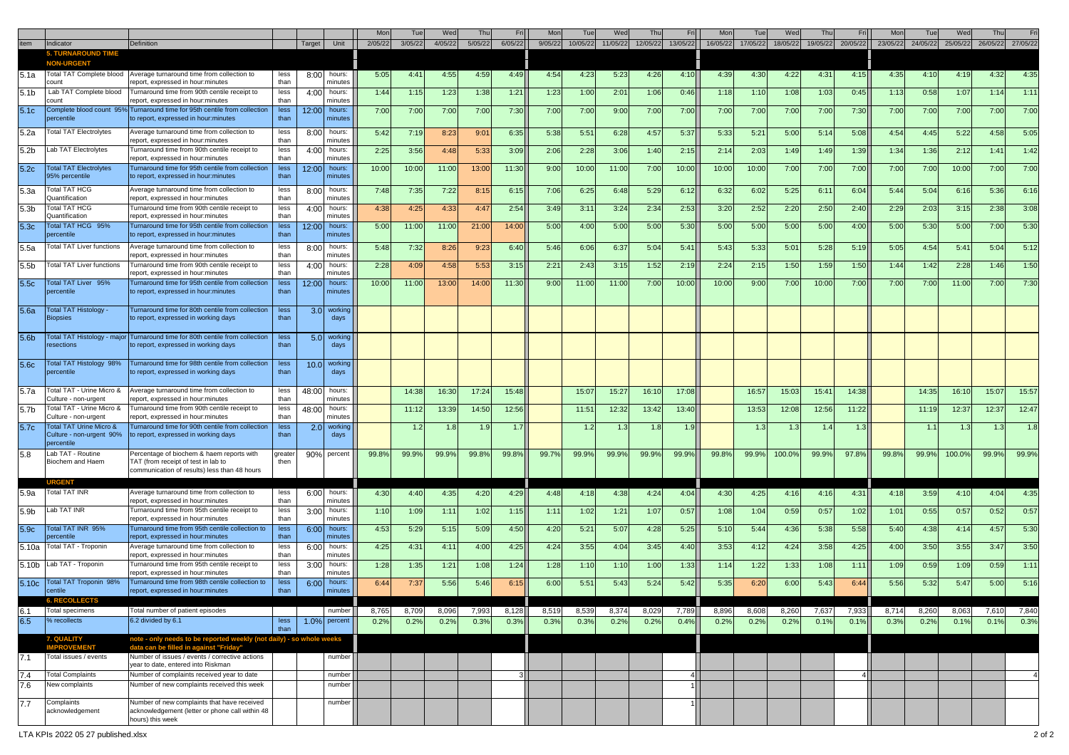| | | | | | | Mon | Tue | Wed | Thu | Fri | Mon | Tue | Wed | Thu | Fri | Mon | Tue | Wed | Thu | Fri | Mon | Tue | Wed | Thu | Fri |
|---|---|---|---|---|---|---|---|---|---|---|---|---|---|---|---|---|---|---|---|---|---|---|---|---|---|
| item | Indicator | Definition | | Target | Unit | 2/05/22 | 3/05/22 | 4/05/22 | 5/05/22 | 6/05/22 | 9/05/22 | 10/05/22 | 11/05/22 | 12/05/22 | 13/05/22 | 16/05/22 | 17/05/22 | 18/05/22 | 19/05/22 | 20/05/22 | 23/05/22 | 24/05/22 | 25/05/22 | 26/05/22 | 27/05/22 |
| | **5. TURNAROUND TIME NON-URGENT** | | | | | | | | | | | | | | | | | | | | | | | | |
| 5.1a | Total TAT Complete blood count | Average turnaround time from collection to report, expressed in hour:minutes | less than | 8:00 | hours: minutes | 5:05 | 4:41 | 4:55 | 4:59 | 4:49 | 4:54 | 4:23 | 5:23 | 4:26 | 4:10 | 4:39 | 4:30 | 4:22 | 4:31 | 4:15 | 4:35 | 4:10 | 4:19 | 4:32 | 4:35 |
| 5.1b | Lab TAT Complete blood count | Turnaround time from 90th centile receipt to report, expressed in hour:minutes | less than | 4:00 | hours: minutes | 1:44 | 1:15 | 1:23 | 1:38 | 1:21 | 1:23 | 1:00 | 2:01 | 1:06 | 0:46 | 1:18 | 1:10 | 1:08 | 1:03 | 0:45 | 1:13 | 0:58 | 1:07 | 1:14 | 1:11 |
| 5.1c | Complete blood count 95% percentile | Turnaround time for 95th centile from collection to report, expressed in hour:minutes | less than | 12:00 | hours: minutes | 7:00 | 7:00 | 7:00 | 7:00 | 7:30 | 7:00 | 7:00 | 9:00 | 7:00 | 7:00 | 7:00 | 7:00 | 7:00 | 7:00 | 7:30 | 7:00 | 7:00 | 7:00 | 7:00 | 7:00 |
| 5.2a | Total TAT Electrolytes | Average turnaround time from collection to report, expressed in hour:minutes | less than | 8:00 | hours: minutes | 5:42 | 7:19 | 8:23 | 9:01 | 6:35 | 5:38 | 5:51 | 6:28 | 4:57 | 5:37 | 5:33 | 5:21 | 5:00 | 5:14 | 5:08 | 4:54 | 4:45 | 5:22 | 4:58 | 5:05 |
| 5.2b | Lab TAT Electrolytes | Turnaround time from 90th centile receipt to report, expressed in hour:minutes | less than | 4:00 | hours: minutes | 2:25 | 3:56 | 4:48 | 5:33 | 3:09 | 2:06 | 2:28 | 3:06 | 1:40 | 2:15 | 2:14 | 2:03 | 1:49 | 1:49 | 1:39 | 1:34 | 1:36 | 2:12 | 1:41 | 1:42 |
| 5.2c | Total TAT Electrolytes 95% percentile | Turnaround time for 95th centile from collection to report, expressed in hour:minutes | less than | 12:00 | hours: minutes | 10:00 | 10:00 | 11:00 | 13:00 | 11:30 | 9:00 | 10:00 | 11:00 | 7:00 | 10:00 | 10:00 | 10:00 | 7:00 | 7:00 | 7:00 | 7:00 | 7:00 | 10:00 | 7:00 | 7:00 |
| 5.3a | Total TAT HCG Quantification | Average turnaround time from collection to report, expressed in hour:minutes | less than | 8:00 | hours: minutes | 7:48 | 7:35 | 7:22 | 8:15 | 6:15 | 7:06 | 6:25 | 6:48 | 5:29 | 6:12 | 6:32 | 6:02 | 5:25 | 6:11 | 6:04 | 5:44 | 5:04 | 6:16 | 5:36 | 6:16 |
| 5.3b | Total TAT HCG Quantification | Turnaround time from 90th centile receipt to report, expressed in hour:minutes | less than | 4:00 | hours: minutes | 4:38 | 4:25 | 4:33 | 4:47 | 2:54 | 3:49 | 3:11 | 3:24 | 2:34 | 2:53 | 3:20 | 2:52 | 2:20 | 2:50 | 2:40 | 2:29 | 2:03 | 3:15 | 2:38 | 3:08 |
| 5.3c | Total TAT HCG 95% percentile | Turnaround time for 95th centile from collection to report, expressed in hour:minutes | less than | 12:00 | hours: minutes | 5:00 | 11:00 | 11:00 | 21:00 | 14:00 | 5:00 | 4:00 | 5:00 | 5:00 | 5:30 | 5:00 | 5:00 | 5:00 | 5:00 | 4:00 | 5:00 | 5:30 | 5:00 | 7:00 | 5:30 |
| 5.5a | Total TAT Liver functions | Average turnaround time from collection to report, expressed in hour:minutes | less than | 8:00 | hours: minutes | 5:48 | 7:32 | 8:26 | 9:23 | 6:40 | 5:46 | 6:06 | 6:37 | 5:04 | 5:41 | 5:43 | 5:33 | 5:01 | 5:28 | 5:19 | 5:05 | 4:54 | 5:41 | 5:04 | 5:12 |
| 5.5b | Total TAT Liver functions | Turnaround time from 90th centile receipt to report, expressed in hour:minutes | less than | 4:00 | hours: minutes | 2:28 | 4:09 | 4:58 | 5:53 | 3:15 | 2:21 | 2:43 | 3:15 | 1:52 | 2:19 | 2:24 | 2:15 | 1:50 | 1:59 | 1:50 | 1:44 | 1:42 | 2:28 | 1:46 | 1:50 |
| 5.5c | Total TAT Liver 95% percentile | Turnaround time for 95th centile from collection to report, expressed in hour:minutes | less than | 12:00 | hours: minutes | 10:00 | 11:00 | 13:00 | 14:00 | 11:30 | 9:00 | 11:00 | 11:00 | 7:00 | 10:00 | 10:00 | 9:00 | 7:00 | 10:00 | 7:00 | 7:00 | 7:00 | 11:00 | 7:00 | 7:30 |
| 5.6a | Total TAT Histology - Biopsies | Turnaround time for 80th centile from collection to report, expressed in working days | less than | 3.0 | working days | | | | | | | | | | | | | | | | | | | | |
| 5.6b | Total TAT Histology - major resections | Turnaround time for 80th centile from collection to report, expressed in working days | less than | 5.0 | working days | | | | | | | | | | | | | | | | | | | | |
| 5.6c | Total TAT Histology 98% percentile | Turnaround time for 98th centile from collection to report, expressed in working days | less than | 10.0 | working days | | | | | | | | | | | | | | | | | | | | |
| 5.7a | Total TAT - Urine Micro & Culture - non-urgent | Average turnaround time from collection to report, expressed in hour:minutes | less than | 48:00 | hours: minutes | | 14:38 | 16:30 | 17:24 | 15:48 | | 15:07 | 15:27 | 16:10 | 17:08 | | 16:57 | 15:03 | 15:41 | 14:38 | | 14:35 | 16:10 | 15:07 | 15:57 |
| 5.7b | Total TAT - Urine Micro & Culture - non-urgent | Turnaround time from 90th centile receipt to report, expressed in hour:minutes | less than | 48:00 | hours: minutes | | 11:12 | 13:39 | 14:50 | 12:56 | | 11:51 | 12:32 | 13:42 | 13:40 | | 13:53 | 12:08 | 12:56 | 11:22 | | 11:19 | 12:37 | 12:37 | 12:47 |
| 5.7c | Total TAT Urine Micro & Culture - non-urgent 90% percentile | Turnaround time for 90th centile from collection to report, expressed in working days | less than | 2.0 | working days | | 1.2 | 1.8 | 1.9 | 1.7 | | 1.2 | 1.3 | 1.8 | 1.9 | | 1.3 | 1.3 | 1.4 | 1.3 | | 1.1 | 1.3 | 1.3 | 1.8 |
| 5.8 | Lab TAT - Routine Biochem and Haem | Percentage of biochem & haem reports with TAT (from receipt of test in lab to communication of results) less than 48 hours | greater then | 90% | percent | 99.8% | 99.9% | 99.9% | 99.8% | 99.8% | 99.7% | 99.9% | 99.9% | 99.9% | 99.9% | 99.8% | 99.9% | 100.0% | 99.9% | 97.8% | 99.8% | 99.9% | 100.0% | 99.9% | 99.9% |
| | **URGENT** | | | | | | | | | | | | | | | | | | | | | | | | |
| 5.9a | Total TAT INR | Average turnaround time from collection to report, expressed in hour:minutes | less than | 6:00 | hours: minutes | 4:30 | 4:40 | 4:35 | 4:20 | 4:29 | 4:48 | 4:18 | 4:38 | 4:24 | 4:04 | 4:30 | 4:25 | 4:16 | 4:16 | 4:31 | 4:18 | 3:59 | 4:10 | 4:04 | 4:35 |
| 5.9b | Lab TAT INR | Turnaround time from 95th centile receipt to report, expressed in hour:minutes | less than | 3:00 | hours: minutes | 1:10 | 1:09 | 1:11 | 1:02 | 1:15 | 1:11 | 1:02 | 1:21 | 1:07 | 0:57 | 1:08 | 1:04 | 0:59 | 0:57 | 1:02 | 1:01 | 0:55 | 0:57 | 0:52 | 0:57 |
| 5.9c | Total TAT INR 95% percentile | Turnaround time from 95th centile collection to report, expressed in hour:minutes | less than | 6:00 | hours: minutes | 4:53 | 5:29 | 5:15 | 5:09 | 4:50 | 4:20 | 5:21 | 5:07 | 4:28 | 5:25 | 5:10 | 5:44 | 4:36 | 5:38 | 5:58 | 5:40 | 4:38 | 4:14 | 4:57 | 5:30 |
| 5.10a | Total TAT - Troponin | Average turnaround time from collection to report, expressed in hour:minutes | less than | 6:00 | hours: minutes | 4:25 | 4:31 | 4:11 | 4:00 | 4:25 | 4:24 | 3:55 | 4:04 | 3:45 | 4:40 | 3:53 | 4:12 | 4:24 | 3:58 | 4:25 | 4:00 | 3:50 | 3:55 | 3:47 | 3:50 |
| 5.10b | Lab TAT - Troponin | Turnaround time from 95th centile receipt to report, expressed in hour:minutes | less than | 3:00 | hours: minutes | 1:28 | 1:35 | 1:21 | 1:08 | 1:24 | 1:28 | 1:10 | 1:10 | 1:00 | 1:33 | 1:14 | 1:22 | 1:33 | 1:08 | 1:11 | 1:09 | 0:59 | 1:09 | 0:59 | 1:11 |
| 5.10c | Total TAT Troponin 98% centile | Turnaround time from 98th centile collection to report, expressed in hour:minutes | less than | 6:00 | hours: minutes | 6:44 | 7:37 | 5:56 | 5:46 | 6:15 | 6:00 | 5:51 | 5:43 | 5:24 | 5:42 | 5:35 | 6:20 | 6:00 | 5:43 | 6:44 | 5:56 | 5:32 | 5:47 | 5:00 | 5:16 |
| | **6. RECOLLECTS** | | | | | | | | | | | | | | | | | | | | | | | | |
| 6.1 | Total specimens | Total number of patient episodes | | | number | 8,765 | 8,709 | 8,096 | 7,993 | 8,128 | 8,519 | 8,539 | 8,374 | 8,029 | 7,789 | 8,896 | 8,608 | 8,260 | 7,637 | 7,933 | 8,714 | 8,260 | 8,063 | 7,610 | 7,840 |
| 6.5 | % recollects | 6.2 divided by 6.1 | less than | 1.0% | percent | 0.2% | 0.2% | 0.2% | 0.3% | 0.3% | 0.3% | 0.3% | 0.2% | 0.2% | 0.4% | 0.2% | 0.2% | 0.2% | 0.1% | 0.1% | 0.3% | 0.2% | 0.1% | 0.1% | 0.3% |
| | **7. QUALITY IMPROVEMENT** | **note - only needs to be reported weekly (not daily) - so whole weeks data can be filled in against "Friday"** | | | | | | | | | | | | | | | | | | | | | | | |
| 7.1 | Total issues / events | Number of issues / events / corrective actions year to date, entered into Riskman | | | number | | | | | | | | | | | | | | | | | | | | |
| 7.4 | Total Complaints | Number of complaints received year to date | | | number | | | | | 3 | | | | | 4 | | | | | 4 | | | | | 4 |
| 7.6 | New complaints | Number of new complaints received this week | | | number | | | | | | | | | | 1 | | | | | | | | | | |
| 7.7 | Complaints acknowledgement | Number of new complaints that have received acknowledgement (letter or phone call within 48 hours) this week | | | number | | | | | | | | | | 1 | | | | | | | | | | |

LTA KPIs 2022 05 27 published.xlsx